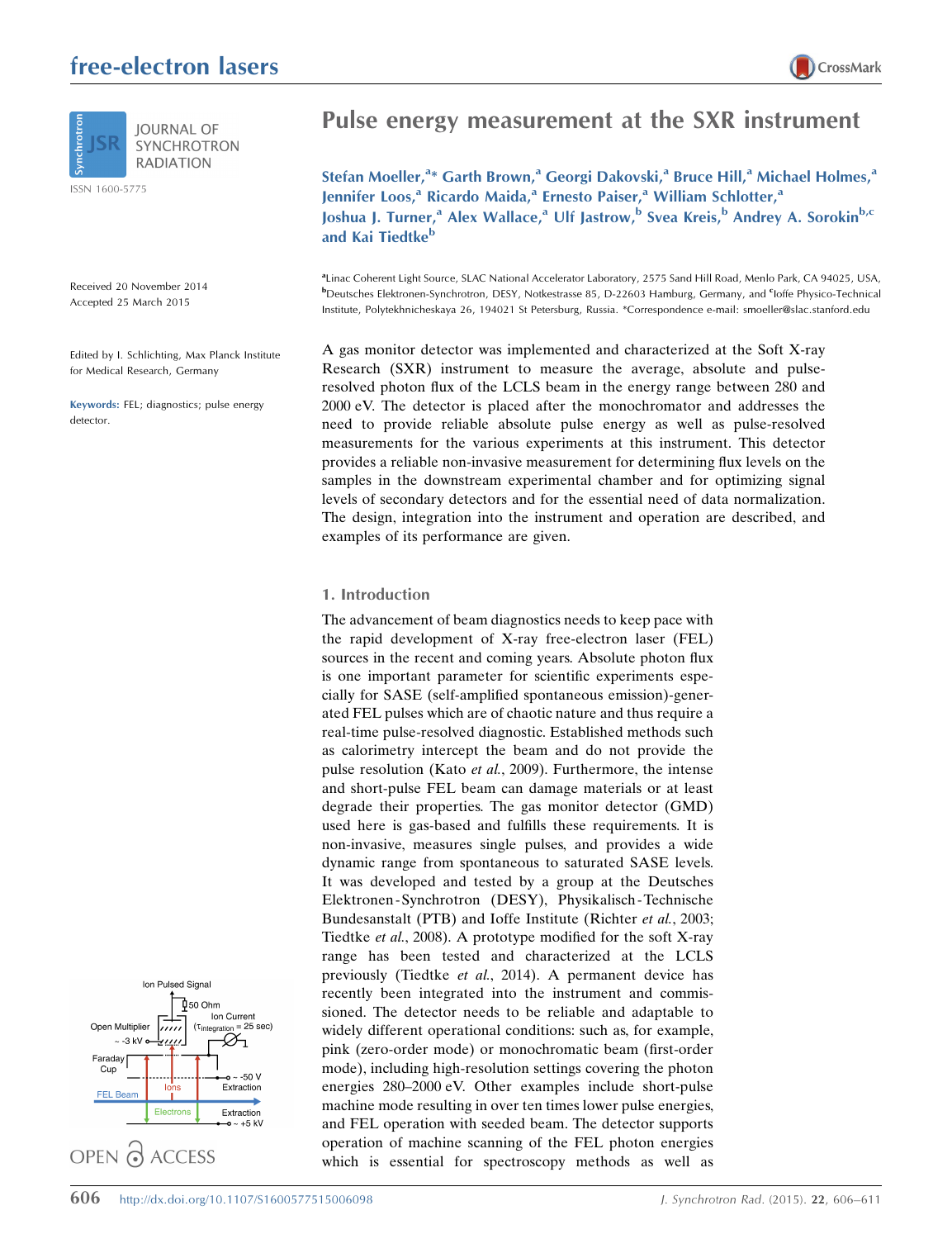# Pulse energy measurement at the SXR instrument

Stefan Moeller,[a]* Garth Brown,[a] Georgi Dakovski,[a] Bruce Hill,[a] Michael Holmes,[a] Jennifer Loos,[a] Ricardo Maida,[a] Ernesto Paiser,[a] William Schlotter,[a] Joshua J. Turner,[a] Alex Wallace,[a] Ulf Jastrow,[b] Svea Kreis,[b] Andrey A. Sorokin[b,c] and Kai Tiedtke[b]

[a]Linac Coherent Light Source, SLAC National Accelerator Laboratory, 2575 Sand Hill Road, Menlo Park, CA 94025, USA, [b]Deutsches Elektronen-Synchrotron, DESY, Notkestrasse 85, D-22603 Hamburg, Germany, and [c]Ioffe Physico-Technical Institute, Polytekhnicheskaya 26, 194021 St Petersburg, Russia. *Correspondence e-mail: smoeller@slac.stanford.edu

Received 20 November 2014
Accepted 25 March 2015

Edited by I. Schlichting, Max Planck Institute for Medical Research, Germany

**Keywords:** FEL; diagnostics; pulse energy detector.

A gas monitor detector was implemented and characterized at the Soft X-ray Research (SXR) instrument to measure the average, absolute and pulse-resolved photon flux of the LCLS beam in the energy range between 280 and 2000 eV. The detector is placed after the monochromator and addresses the need to provide reliable absolute pulse energy as well as pulse-resolved measurements for the various experiments at this instrument. This detector provides a reliable non-invasive measurement for determining flux levels on the samples in the downstream experimental chamber and for optimizing signal levels of secondary detectors and for the essential need of data normalization. The design, integration into the instrument and operation are described, and examples of its performance are given.

Ion Pulsed Signal
50 Ohm
Ion Current
($\tau_{Integration}$ = 25 sec)
Open Multiplier
~ -3 kV
Faraday Cup
~ -50 V
Extraction
FEL Beam
Ions
Electrons
Extraction
~ +5 kV

OPEN ACCESS

## 1. Introduction

The advancement of beam diagnostics needs to keep pace with the rapid development of X-ray free-electron laser (FEL) sources in the recent and coming years. Absolute photon flux is one important parameter for scientific experiments especially for SASE (self-amplified spontaneous emission)-generated FEL pulses which are of chaotic nature and thus require a real-time pulse-resolved diagnostic. Established methods such as calorimetry intercept the beam and do not provide the pulse resolution (Kato *et al.*, 2009). Furthermore, the intense and short-pulse FEL beam can damage materials or at least degrade their properties. The gas monitor detector (GMD) used here is gas-based and fulfills these requirements. It is non-invasive, measures single pulses, and provides a wide dynamic range from spontaneous to saturated SASE levels. It was developed and tested by a group at the Deutsches Elektronen-Synchrotron (DESY), Physikalisch-Technische Bundesanstalt (PTB) and Ioffe Institute (Richter *et al.*, 2003; Tiedtke *et al.*, 2008). A prototype modified for the soft X-ray range has been tested and characterized at the LCLS previously (Tiedtke *et al.*, 2014). A permanent device has recently been integrated into the instrument and commissioned. The detector needs to be reliable and adaptable to widely different operational conditions: such as, for example, pink (zero-order mode) or monochromatic beam (first-order mode), including high-resolution settings covering the photon energies 280–2000 eV. Other examples include short-pulse machine mode resulting in over ten times lower pulse energies, and FEL operation with seeded beam. The detector supports operation of machine scanning of the FEL photon energies which is essential for spectroscopy methods as well as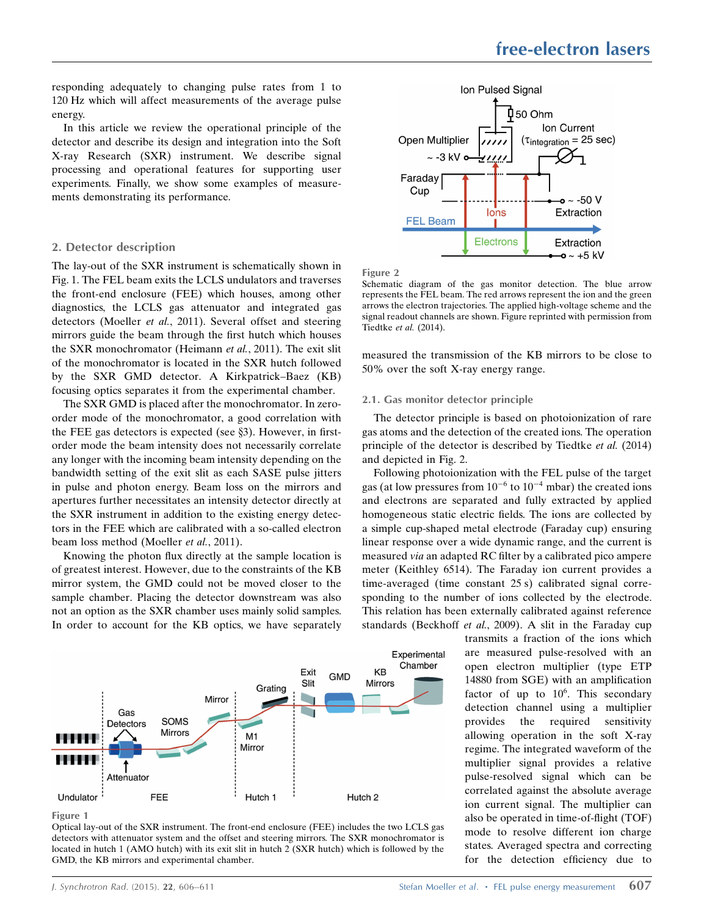responding adequately to changing pulse rates from 1 to 120 Hz which will affect measurements of the average pulse energy.

In this article we review the operational principle of the detector and describe its design and integration into the Soft X-ray Research (SXR) instrument. We describe signal processing and operational features for supporting user experiments. Finally, we show some examples of measurements demonstrating its performance.

## 2. Detector description

The lay-out of the SXR instrument is schematically shown in Fig. 1. The FEL beam exits the LCLS undulators and traverses the front-end enclosure (FEE) which houses, among other diagnostics, the LCLS gas attenuator and integrated gas detectors (Moeller *et al.*, 2011). Several offset and steering mirrors guide the beam through the first hutch which houses the SXR monochromator (Heimann *et al.*, 2011). The exit slit of the monochromator is located in the SXR hutch followed by the SXR GMD detector. A Kirkpatrick–Baez (KB) focusing optics separates it from the experimental chamber.

The SXR GMD is placed after the monochromator. In zero-order mode of the monochromator, a good correlation with the FEE gas detectors is expected (see §3). However, in first-order mode the beam intensity does not necessarily correlate any longer with the incoming beam intensity depending on the bandwidth setting of the exit slit as each SASE pulse jitters in pulse and photon energy. Beam loss on the mirrors and apertures further necessitates an intensity detector directly at the SXR instrument in addition to the existing energy detectors in the FEE which are calibrated with a so-called electron beam loss method (Moeller *et al.*, 2011).

Knowing the photon flux directly at the sample location is of greatest interest. However, due to the constraints of the KB mirror system, the GMD could not be moved closer to the sample chamber. Placing the detector downstream was also not an option as the SXR chamber uses mainly solid samples. In order to account for the KB optics, we have separately measured the transmission of the KB mirrors to be close to 50% over the soft X-ray energy range.

Figure 1
Optical lay-out of the SXR instrument. The front-end enclosure (FEE) includes the two LCLS gas detectors with attenuator system and the offset and steering mirrors. The SXR monochromator is located in hutch 1 (AMO hutch) with its exit slit in hutch 2 (SXR hutch) which is followed by the GMD, the KB mirrors and experimental chamber.

Figure 2
Schematic diagram of the gas monitor detection. The blue arrow represents the FEL beam. The red arrows represent the ion and the green arrows the electron trajectories. The applied high-voltage scheme and the signal readout channels are shown. Figure reprinted with permission from Tiedtke *et al.* (2014).

### 2.1. Gas monitor detector principle

The detector principle is based on photoionization of rare gas atoms and the detection of the created ions. The operation principle of the detector is described by Tiedtke *et al.* (2014) and depicted in Fig. 2.

Following photoionization with the FEL pulse of the target gas (at low pressures from $10^{-6}$ to $10^{-4}$ mbar) the created ions and electrons are separated and fully extracted by applied homogeneous static electric fields. The ions are collected by a simple cup-shaped metal electrode (Faraday cup) ensuring linear response over a wide dynamic range, and the current is measured *via* an adapted RC filter by a calibrated pico ampere meter (Keithley 6514). The Faraday ion current provides a time-averaged (time constant 25 s) calibrated signal corresponding to the number of ions collected by the electrode. This relation has been externally calibrated against reference standards (Beckhoff *et al.*, 2009). A slit in the Faraday cup transmits a fraction of the ions which are measured pulse-resolved with an open electron multiplier (type ETP 14880 from SGE) with an amplification factor of up to $10^6$. This secondary detection channel using a multiplier provides the required sensitivity allowing operation in the soft X-ray regime. The integrated waveform of the multiplier signal provides a relative pulse-resolved signal which can be correlated against the absolute average ion current signal. The multiplier can also be operated in time-of-flight (TOF) mode to resolve different ion charge states. Averaged spectra and correcting for the detection efficiency due to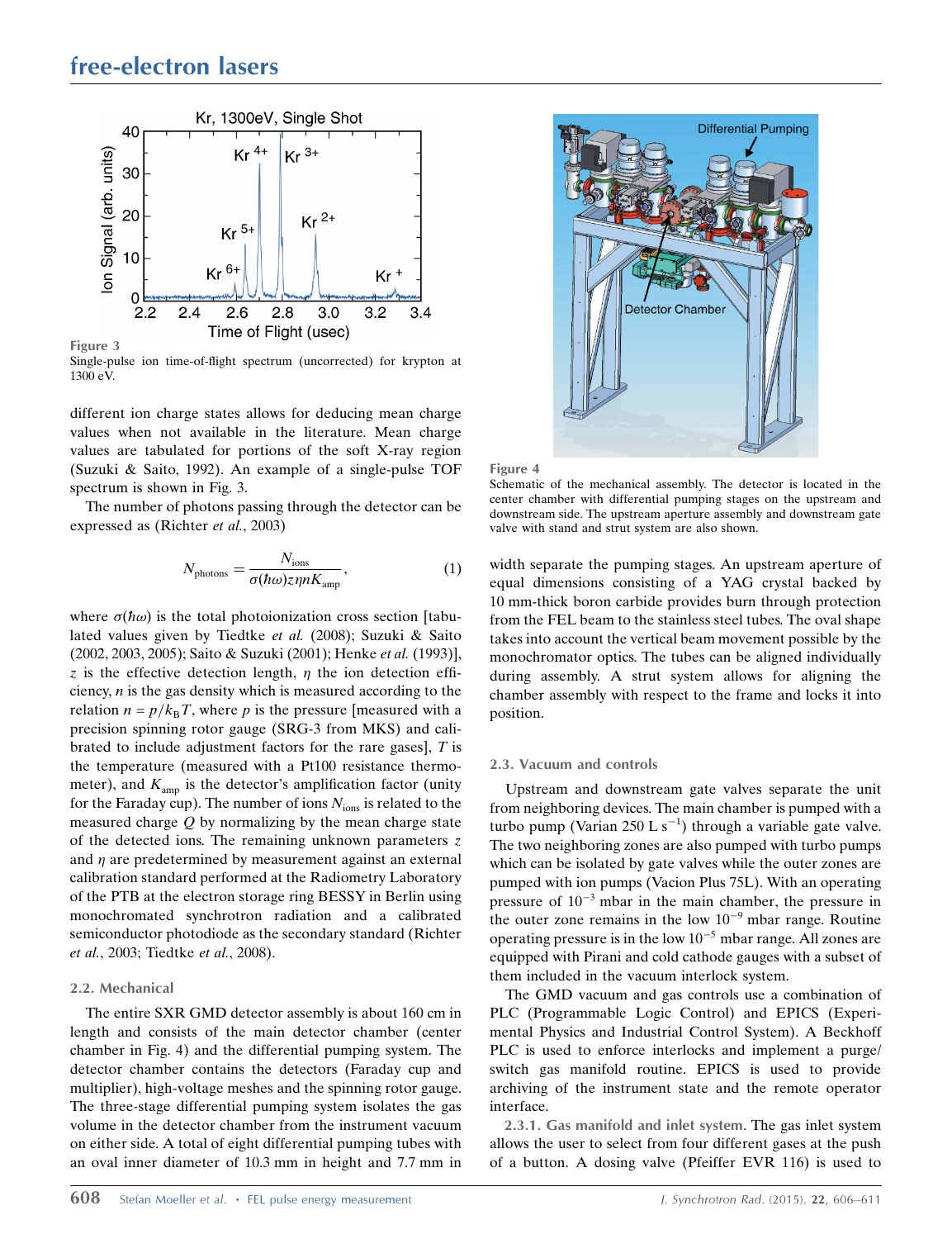Figure 3
Single-pulse ion time-of-flight spectrum (uncorrected) for krypton at 1300 eV.

different ion charge states allows for deducing mean charge values when not available in the literature. Mean charge values are tabulated for portions of the soft X-ray region (Suzuki & Saito, 1992). An example of a single-pulse TOF spectrum is shown in Fig. 3.

The number of photons passing through the detector can be expressed as (Richter *et al.*, 2003)

$$N_{\rm photons} = \frac{N_{\rm ions}}{\sigma(\hbar\omega) z \eta n K_{\rm amp}}, \tag{1}$$

where $\sigma(\hbar\omega)$ is the total photoionization cross section [tabulated values given by Tiedtke *et al.* (2008); Suzuki & Saito (2002, 2003, 2005); Saito & Suzuki (2001); Henke *et al.* (1993)], $z$ is the effective detection length, $\eta$ the ion detection efficiency, $n$ is the gas density which is measured according to the relation $n = p/k_{\rm B}T$, where $p$ is the pressure [measured with a precision spinning rotor gauge (SRG-3 from MKS) and calibrated to include adjustment factors for the rare gases], $T$ is the temperature (measured with a Pt100 resistance thermometer), and $K_{\rm amp}$ is the detector's amplification factor (unity for the Faraday cup). The number of ions $N_{\rm ions}$ is related to the measured charge $Q$ by normalizing by the mean charge state of the detected ions. The remaining unknown parameters $z$ and $\eta$ are predetermined by measurement against an external calibration standard performed at the Radiometry Laboratory of the PTB at the electron storage ring BESSY in Berlin using monochromated synchrotron radiation and a calibrated semiconductor photodiode as the secondary standard (Richter *et al.*, 2003; Tiedtke *et al.*, 2008).

### 2.2. Mechanical

The entire SXR GMD detector assembly is about 160 cm in length and consists of the main detector chamber (center chamber in Fig. 4) and the differential pumping system. The detector chamber contains the detectors (Faraday cup and multiplier), high-voltage meshes and the spinning rotor gauge. The three-stage differential pumping system isolates the gas volume in the detector chamber from the instrument vacuum on either side. A total of eight differential pumping tubes with an oval inner diameter of 10.3 mm in height and 7.7 mm in width separate the pumping stages. An upstream aperture of equal dimensions consisting of a YAG crystal backed by 10 mm-thick boron carbide provides burn through protection from the FEL beam to the stainless steel tubes. The oval shape takes into account the vertical beam movement possible by the monochromator optics. The tubes can be aligned individually during assembly. A strut system allows for aligning the chamber assembly with respect to the frame and locks it into position.

Figure 4
Schematic of the mechanical assembly. The detector is located in the center chamber with differential pumping stages on the upstream and downstream side. The upstream aperture assembly and downstream gate valve with stand and strut system are also shown.

### 2.3. Vacuum and controls

Upstream and downstream gate valves separate the unit from neighboring devices. The main chamber is pumped with a turbo pump (Varian 250 L s$^{-1}$) through a variable gate valve. The two neighboring zones are also pumped with turbo pumps which can be isolated by gate valves while the outer zones are pumped with ion pumps (Vacion Plus 75L). With an operating pressure of $10^{-3}$ mbar in the main chamber, the pressure in the outer zone remains in the low $10^{-9}$ mbar range. Routine operating pressure is in the low $10^{-5}$ mbar range. All zones are equipped with Pirani and cold cathode gauges with a subset of them included in the vacuum interlock system.

The GMD vacuum and gas controls use a combination of PLC (Programmable Logic Control) and EPICS (Experimental Physics and Industrial Control System). A Beckhoff PLC is used to enforce interlocks and implement a purge/switch gas manifold routine. EPICS is used to provide archiving of the instrument state and the remote operator interface.

**2.3.1. Gas manifold and inlet system.** The gas inlet system allows the user to select from four different gases at the push of a button. A dosing valve (Pfeiffer EVR 116) is used to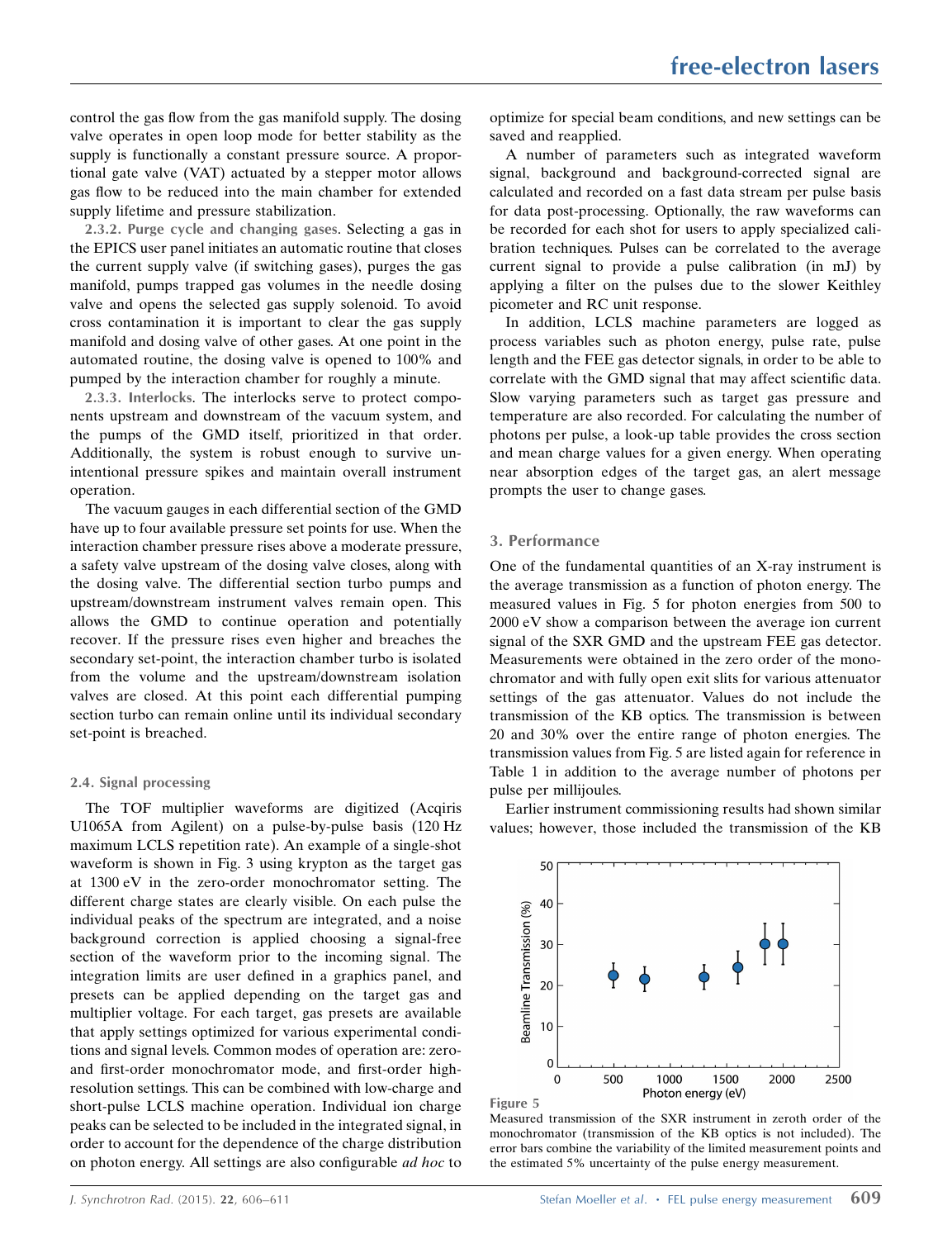control the gas flow from the gas manifold supply. The dosing valve operates in open loop mode for better stability as the supply is functionally a constant pressure source. A proportional gate valve (VAT) actuated by a stepper motor allows gas flow to be reduced into the main chamber for extended supply lifetime and pressure stabilization.

#### 2.3.2. Purge cycle and changing gases

Selecting a gas in the EPICS user panel initiates an automatic routine that closes the current supply valve (if switching gases), purges the gas manifold, pumps trapped gas volumes in the needle dosing valve and opens the selected gas supply solenoid. To avoid cross contamination it is important to clear the gas supply manifold and dosing valve of other gases. At one point in the automated routine, the dosing valve is opened to 100% and pumped by the interaction chamber for roughly a minute.

#### 2.3.3. Interlocks

The interlocks serve to protect components upstream and downstream of the vacuum system, and the pumps of the GMD itself, prioritized in that order. Additionally, the system is robust enough to survive unintentional pressure spikes and maintain overall instrument operation.

The vacuum gauges in each differential section of the GMD have up to four available pressure set points for use. When the interaction chamber pressure rises above a moderate pressure, a safety valve upstream of the dosing valve closes, along with the dosing valve. The differential section turbo pumps and upstream/downstream instrument valves remain open. This allows the GMD to continue operation and potentially recover. If the pressure rises even higher and breaches the secondary set-point, the interaction chamber turbo is isolated from the volume and the upstream/downstream isolation valves are closed. At this point each differential pumping section turbo can remain online until its individual secondary set-point is breached.

### 2.4. Signal processing

The TOF multiplier waveforms are digitized (Acqiris U1065A from Agilent) on a pulse-by-pulse basis (120 Hz maximum LCLS repetition rate). An example of a single-shot waveform is shown in Fig. 3 using krypton as the target gas at 1300 eV in the zero-order monochromator setting. The different charge states are clearly visible. On each pulse the individual peaks of the spectrum are integrated, and a noise background correction is applied choosing a signal-free section of the waveform prior to the incoming signal. The integration limits are user defined in a graphics panel, and presets can be applied depending on the target gas and multiplier voltage. For each target, gas presets are available that apply settings optimized for various experimental conditions and signal levels. Common modes of operation are: zero- and first-order monochromator mode, and first-order high-resolution settings. This can be combined with low-charge and short-pulse LCLS machine operation. Individual ion charge peaks can be selected to be included in the integrated signal, in order to account for the dependence of the charge distribution on photon energy. All settings are also configurable *ad hoc* to optimize for special beam conditions, and new settings can be saved and reapplied.

A number of parameters such as integrated waveform signal, background and background-corrected signal are calculated and recorded on a fast data stream per pulse basis for data post-processing. Optionally, the raw waveforms can be recorded for each shot for users to apply specialized calibration techniques. Pulses can be correlated to the average current signal to provide a pulse calibration (in mJ) by applying a filter on the pulses due to the slower Keithley picometer and RC unit response.

In addition, LCLS machine parameters are logged as process variables such as photon energy, pulse rate, pulse length and the FEE gas detector signals, in order to be able to correlate with the GMD signal that may affect scientific data. Slow varying parameters such as target gas pressure and temperature are also recorded. For calculating the number of photons per pulse, a look-up table provides the cross section and mean charge values for a given energy. When operating near absorption edges of the target gas, an alert message prompts the user to change gases.

## 3. Performance

One of the fundamental quantities of an X-ray instrument is the average transmission as a function of photon energy. The measured values in Fig. 5 for photon energies from 500 to 2000 eV show a comparison between the average ion current signal of the SXR GMD and the upstream FEE gas detector. Measurements were obtained in the zero order of the monochromator and with fully open exit slits for various attenuator settings of the gas attenuator. Values do not include the transmission of the KB optics. The transmission is between 20 and 30% over the entire range of photon energies. The transmission values from Fig. 5 are listed again for reference in Table 1 in addition to the average number of photons per pulse per millijoules.

Earlier instrument commissioning results had shown similar values; however, those included the transmission of the KB

**Figure 5**
Measured transmission of the SXR instrument in zeroth order of the monochromator (transmission of the KB optics is not included). The error bars combine the variability of the limited measurement points and the estimated 5% uncertainty of the pulse energy measurement.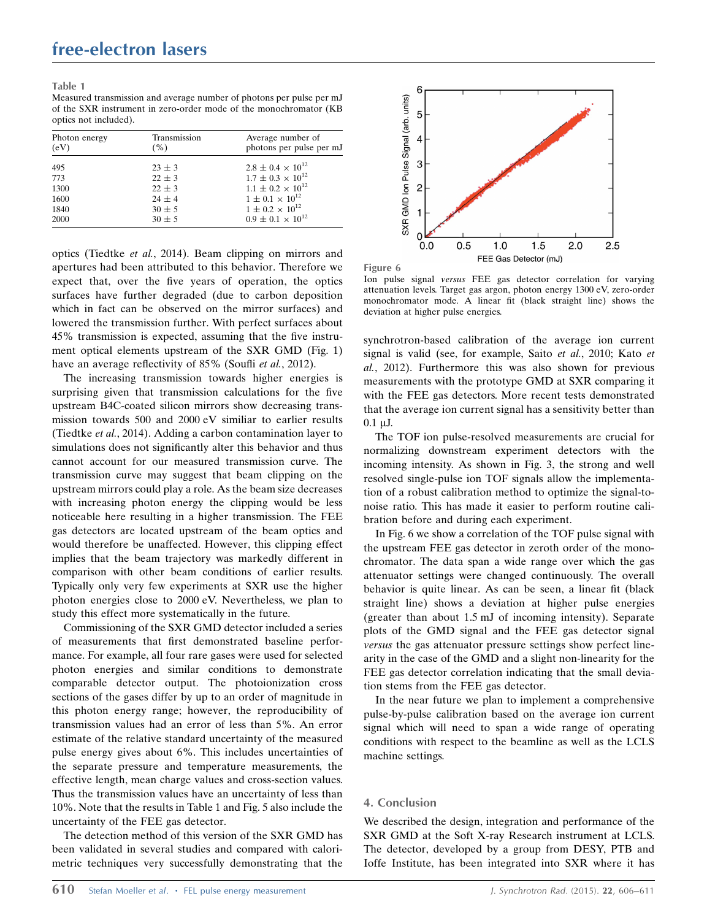**Table 1**

Measured transmission and average number of photons per pulse per mJ of the SXR instrument in zero-order mode of the monochromator (KB optics not included).

| Photon energy (eV) | Transmission (%) | Average number of photons per pulse per mJ |
|---|---|---|
| 495 | 23 ± 3 | $2.8 \pm 0.4 \times 10^{12}$ |
| 773 | 22 ± 3 | $1.7 \pm 0.3 \times 10^{12}$ |
| 1300 | 22 ± 3 | $1.1 \pm 0.2 \times 10^{12}$ |
| 1600 | 24 ± 4 | $1 \pm 0.1 \times 10^{12}$ |
| 1840 | 30 ± 5 | $1 \pm 0.2 \times 10^{12}$ |
| 2000 | 30 ± 5 | $0.9 \pm 0.1 \times 10^{12}$ |

optics (Tiedtke *et al.*, 2014). Beam clipping on mirrors and apertures had been attributed to this behavior. Therefore we expect that, over the five years of operation, the optics surfaces have further degraded (due to carbon deposition which in fact can be observed on the mirror surfaces) and lowered the transmission further. With perfect surfaces about 45% transmission is expected, assuming that the five instrument optical elements upstream of the SXR GMD (Fig. 1) have an average reflectivity of 85% (Soufli *et al.*, 2012).

The increasing transmission towards higher energies is surprising given that transmission calculations for the five upstream B4C-coated silicon mirrors show decreasing transmission towards 500 and 2000 eV similiar to earlier results (Tiedtke *et al.*, 2014). Adding a carbon contamination layer to simulations does not significantly alter this behavior and thus cannot account for our measured transmission curve. The transmission curve may suggest that beam clipping on the upstream mirrors could play a role. As the beam size decreases with increasing photon energy the clipping would be less noticeable here resulting in a higher transmission. The FEE gas detectors are located upstream of the beam optics and would therefore be unaffected. However, this clipping effect implies that the beam trajectory was markedly different in comparison with other beam conditions of earlier results. Typically only very few experiments at SXR use the higher photon energies close to 2000 eV. Nevertheless, we plan to study this effect more systematically in the future.

Commissioning of the SXR GMD detector included a series of measurements that first demonstrated baseline performance. For example, all four rare gases were used for selected photon energies and similar conditions to demonstrate comparable detector output. The photoionization cross sections of the gases differ by up to an order of magnitude in this photon energy range; however, the reproducibility of transmission values had an error of less than 5%. An error estimate of the relative standard uncertainty of the measured pulse energy gives about 6%. This includes uncertainties of the separate pressure and temperature measurements, the effective length, mean charge values and cross-section values. Thus the transmission values have an uncertainty of less than 10%. Note that the results in Table 1 and Fig. 5 also include the uncertainty of the FEE gas detector.

The detection method of this version of the SXR GMD has been validated in several studies and compared with calorimetric techniques very successfully demonstrating that the synchrotron-based calibration of the average ion current signal is valid (see, for example, Saito *et al.*, 2010; Kato *et al.*, 2012). Furthermore this was also shown for previous measurements with the prototype GMD at SXR comparing it with the FEE gas detectors. More recent tests demonstrated that the average ion current signal has a sensitivity better than 0.1 µJ.

The TOF ion pulse-resolved measurements are crucial for normalizing downstream experiment detectors with the incoming intensity. As shown in Fig. 3, the strong and well resolved single-pulse ion TOF signals allow the implementation of a robust calibration method to optimize the signal-to-noise ratio. This has made it easier to perform routine calibration before and during each experiment.

**Figure 6**

Ion pulse signal *versus* FEE gas detector correlation for varying attenuation levels. Target gas argon, photon energy 1300 eV, zero-order monochromator mode. A linear fit (black straight line) shows the deviation at higher pulse energies.

In Fig. 6 we show a correlation of the TOF pulse signal with the upstream FEE gas detector in zeroth order of the monochromator. The data span a wide range over which the gas attenuator settings were changed continuously. The overall behavior is quite linear. As can be seen, a linear fit (black straight line) shows a deviation at higher pulse energies (greater than about 1.5 mJ of incoming intensity). Separate plots of the GMD signal and the FEE gas detector signal *versus* the gas attenuator pressure settings show perfect linearity in the case of the GMD and a slight non-linearity for the FEE gas detector correlation indicating that the small deviation stems from the FEE gas detector.

In the near future we plan to implement a comprehensive pulse-by-pulse calibration based on the average ion current signal which will need to span a wide range of operating conditions with respect to the beamline as well as the LCLS machine settings.

## 4. Conclusion

We described the design, integration and performance of the SXR GMD at the Soft X-ray Research instrument at LCLS. The detector, developed by a group from DESY, PTB and Ioffe Institute, has been integrated into SXR where it has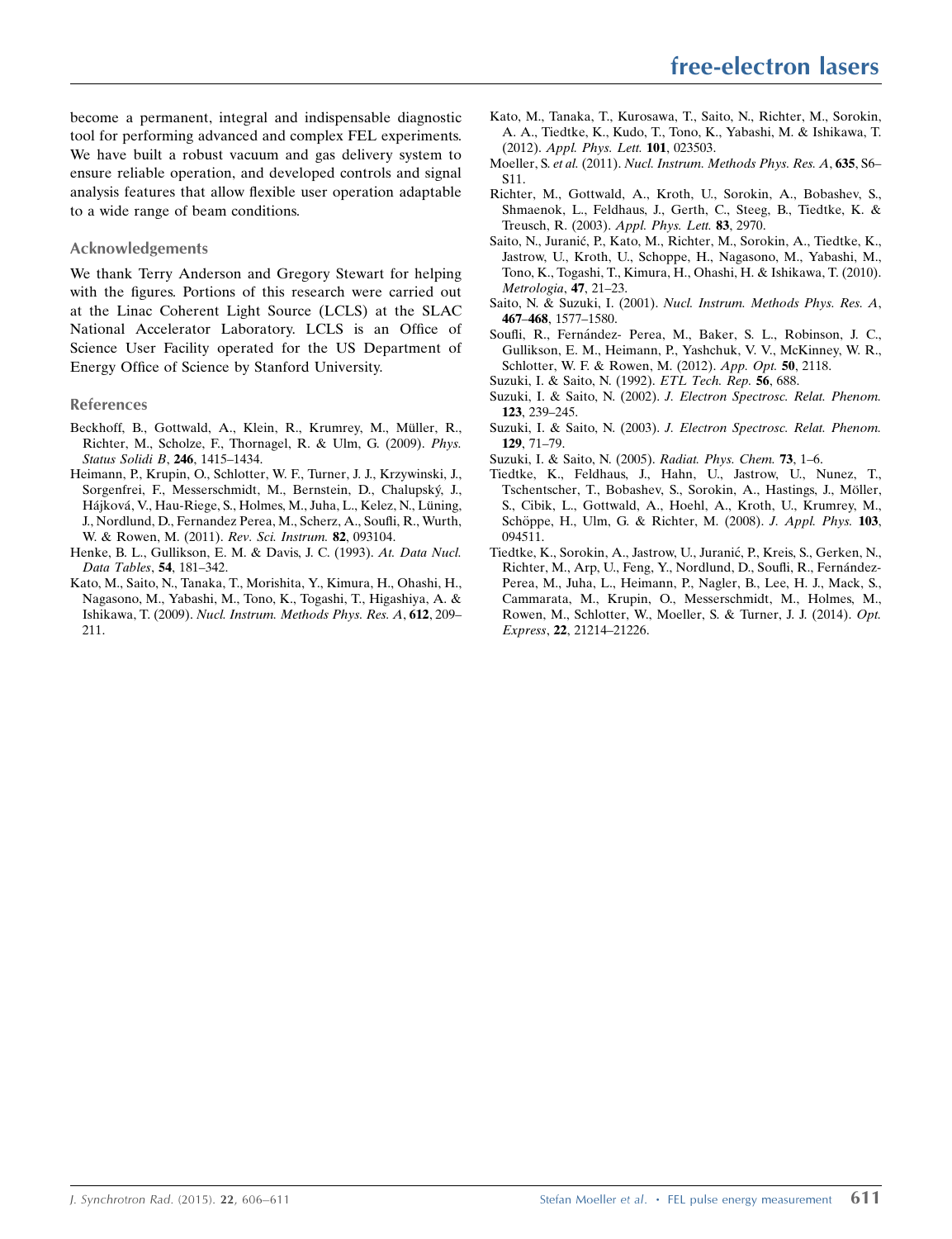become a permanent, integral and indispensable diagnostic tool for performing advanced and complex FEL experiments. We have built a robust vacuum and gas delivery system to ensure reliable operation, and developed controls and signal analysis features that allow flexible user operation adaptable to a wide range of beam conditions.

## Acknowledgements

We thank Terry Anderson and Gregory Stewart for helping with the figures. Portions of this research were carried out at the Linac Coherent Light Source (LCLS) at the SLAC National Accelerator Laboratory. LCLS is an Office of Science User Facility operated for the US Department of Energy Office of Science by Stanford University.

## References

Beckhoff, B., Gottwald, A., Klein, R., Krumrey, M., Müller, R., Richter, M., Scholze, F., Thornagel, R. & Ulm, G. (2009). *Phys. Status Solidi B*, **246**, 1415–1434.

Heimann, P., Krupin, O., Schlotter, W. F., Turner, J. J., Krzywinski, J., Sorgenfrei, F., Messerschmidt, M., Bernstein, D., Chalupský, J., Hájková, V., Hau-Riege, S., Holmes, M., Juha, L., Kelez, N., Lüning, J., Nordlund, D., Fernandez Perea, M., Scherz, A., Soufli, R., Wurth, W. & Rowen, M. (2011). *Rev. Sci. Instrum.* **82**, 093104.

Henke, B. L., Gullikson, E. M. & Davis, J. C. (1993). *At. Data Nucl. Data Tables*, **54**, 181–342.

Kato, M., Saito, N., Tanaka, T., Morishita, Y., Kimura, H., Ohashi, H., Nagasono, M., Yabashi, M., Tono, K., Togashi, T., Higashiya, A. & Ishikawa, T. (2009). *Nucl. Instrum. Methods Phys. Res. A*, **612**, 209–211.

Kato, M., Tanaka, T., Kurosawa, T., Saito, N., Richter, M., Sorokin, A. A., Tiedtke, K., Kudo, T., Tono, K., Yabashi, M. & Ishikawa, T. (2012). *Appl. Phys. Lett.* **101**, 023503.

Moeller, S. *et al.* (2011). *Nucl. Instrum. Methods Phys. Res. A*, **635**, S6–S11.

Richter, M., Gottwald, A., Kroth, U., Sorokin, A., Bobashev, S., Shmaenok, L., Feldhaus, J., Gerth, C., Steeg, B., Tiedtke, K. & Treusch, R. (2003). *Appl. Phys. Lett.* **83**, 2970.

Saito, N., Juranić, P., Kato, M., Richter, M., Sorokin, A., Tiedtke, K., Jastrow, U., Kroth, U., Schoppe, H., Nagasono, M., Yabashi, M., Tono, K., Togashi, T., Kimura, H., Ohashi, H. & Ishikawa, T. (2010). *Metrologia*, **47**, 21–23.

Saito, N. & Suzuki, I. (2001). *Nucl. Instrum. Methods Phys. Res. A*, **467–468**, 1577–1580.

Soufli, R., Fernández- Perea, M., Baker, S. L., Robinson, J. C., Gullikson, E. M., Heimann, P., Yashchuk, V. V., McKinney, W. R., Schlotter, W. F. & Rowen, M. (2012). *App. Opt.* **50**, 2118.

Suzuki, I. & Saito, N. (1992). *ETL Tech. Rep.* **56**, 688.

Suzuki, I. & Saito, N. (2002). *J. Electron Spectrosc. Relat. Phenom.* **123**, 239–245.

Suzuki, I. & Saito, N. (2003). *J. Electron Spectrosc. Relat. Phenom.* **129**, 71–79.

Suzuki, I. & Saito, N. (2005). *Radiat. Phys. Chem.* **73**, 1–6.

Tiedtke, K., Feldhaus, J., Hahn, U., Jastrow, U., Nunez, T., Tschentscher, T., Bobashev, S., Sorokin, A., Hastings, J., Möller, S., Cibik, L., Gottwald, A., Hoehl, A., Kroth, U., Krumrey, M., Schöppe, H., Ulm, G. & Richter, M. (2008). *J. Appl. Phys.* **103**, 094511.

Tiedtke, K., Sorokin, A., Jastrow, U., Juranić, P., Kreis, S., Gerken, N., Richter, M., Arp, U., Feng, Y., Nordlund, D., Soufli, R., Fernández-Perea, M., Juha, L., Heimann, P., Nagler, B., Lee, H. J., Mack, S., Cammarata, M., Krupin, O., Messerschmidt, M., Holmes, M., Rowen, M., Schlotter, W., Moeller, S. & Turner, J. J. (2014). *Opt. Express*, **22**, 21214–21226.